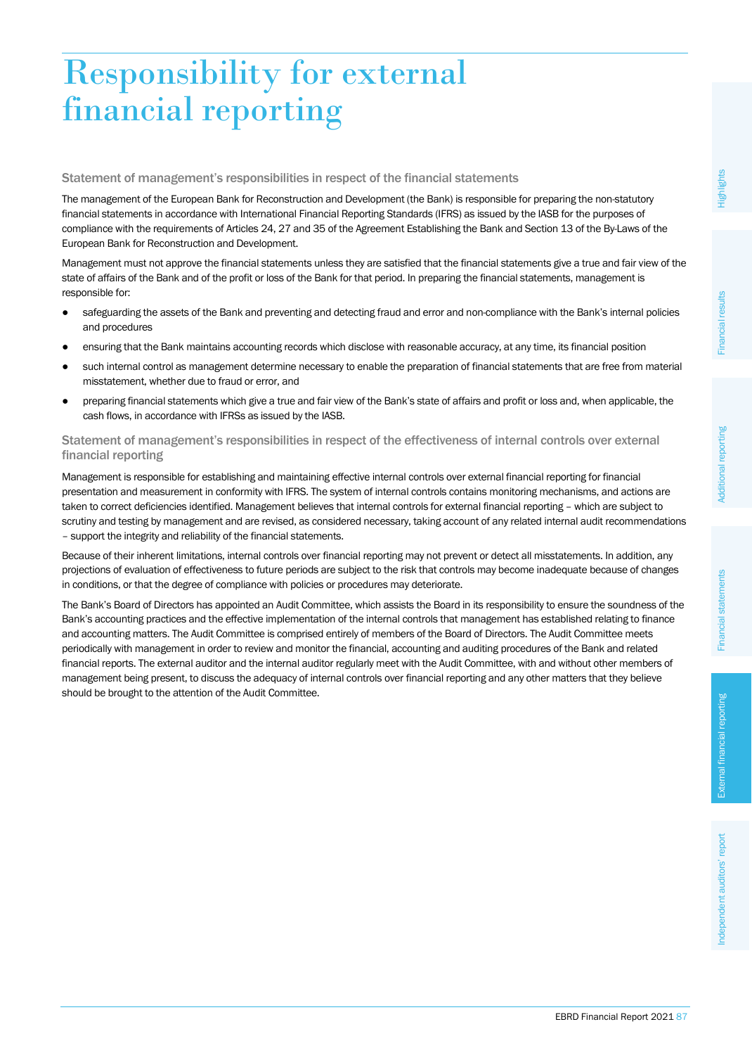# Responsibility for external financial reporting

## Statement of management's responsibilities in respect of the financial statements

The management of the European Bank for Reconstruction and Development (the Bank) is responsible for preparing the non-statutory financial statements in accordance with International Financial Reporting Standards (IFRS) as issued by the IASB for the purposes of compliance with the requirements of Articles 24, 27 and 35 of the Agreement Establishing the Bank and Section 13 of the By-Laws of the European Bank for Reconstruction and Development.

Management must not approve the financial statements unless they are satisfied that the financial statements give a true and fair view of the state of affairs of the Bank and of the profit or loss of the Bank for that period. In preparing the financial statements, management is responsible for:

- safeguarding the assets of the Bank and preventing and detecting fraud and error and non-compliance with the Bank's internal policies and procedures
- ensuring that the Bank maintains accounting records which disclose with reasonable accuracy, at any time, its financial position
- such internal control as management determine necessary to enable the preparation of financial statements that are free from material misstatement, whether due to fraud or error, and
- preparing financial statements which give a true and fair view of the Bank's state of affairs and profit or loss and, when applicable, the cash flows, in accordance with IFRSs as issued by the IASB.

## Statement of management's responsibilities in respect of the effectiveness of internal controls over external financial reporting

Management is responsible for establishing and maintaining effective internal controls over external financial reporting for financial presentation and measurement in conformity with IFRS. The system of internal controls contains monitoring mechanisms, and actions are taken to correct deficiencies identified. Management believes that internal controls for external financial reporting – which are subject to scrutiny and testing by management and are revised, as considered necessary, taking account of any related internal audit recommendations – support the integrity and reliability of the financial statements.

Because of their inherent limitations, internal controls over financial reporting may not prevent or detect all misstatements. In addition, any projections of evaluation of effectiveness to future periods are subject to the risk that controls may become inadequate because of changes in conditions, or that the degree of compliance with policies or procedures may deteriorate.

The Bank's Board of Directors has appointed an Audit Committee, which assists the Board in its responsibility to ensure the soundness of the Bank's accounting practices and the effective implementation of the internal controls that management has established relating to finance and accounting matters. The Audit Committee is comprised entirely of members of the Board of Directors. The Audit Committee meets periodically with management in order to review and monitor the financial, accounting and auditing procedures of the Bank and related financial reports. The external auditor and the internal auditor regularly meet with the Audit Committee, with and without other members of management being present, to discuss the adequacy of internal controls over financial reporting and any other matters that they believe should be brought to the attention of the Audit Committee.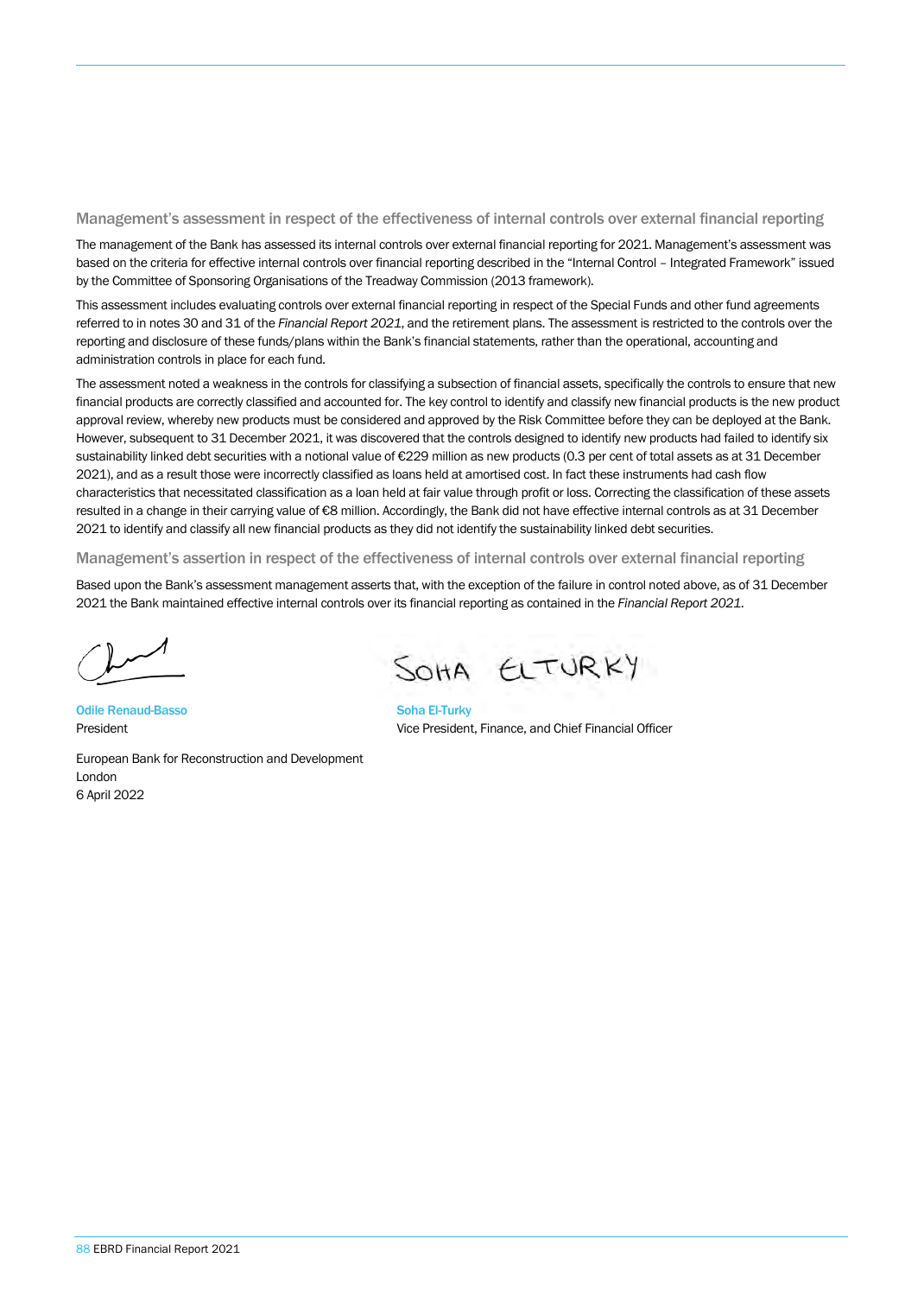## Management's assessment in respect of the effectiveness of internal controls over external financial reporting

The management of the Bank has assessed its internal controls over external financial reporting for 2021. Management's assessment was based on the criteria for effective internal controls over financial reporting described in the "Internal Control – Integrated Framework" issued by the Committee of Sponsoring Organisations of the Treadway Commission (2013 framework).

This assessment includes evaluating controls over external financial reporting in respect of the Special Funds and other fund agreements referred to in notes 30 and 31 of the *Financial Report 2021*, and the retirement plans. The assessment is restricted to the controls over the reporting and disclosure of these funds/plans within the Bank's financial statements, rather than the operational, accounting and administration controls in place for each fund.

The assessment noted a weakness in the controls for classifying a subsection of financial assets, specifically the controls to ensure that new financial products are correctly classified and accounted for. The key control to identify and classify new financial products is the new product approval review, whereby new products must be considered and approved by the Risk Committee before they can be deployed at the Bank. However, subsequent to 31 December 2021, it was discovered that the controls designed to identify new products had failed to identify six sustainability linked debt securities with a notional value of €229 million as new products (0.3 per cent of total assets as at 31 December 2021), and as a result those were incorrectly classified as loans held at amortised cost. In fact these instruments had cash flow characteristics that necessitated classification as a loan held at fair value through profit or loss. Correcting the classification of these assets resulted in a change in their carrying value of €8 million. Accordingly, the Bank did not have effective internal controls as at 31 December 2021 to identify and classify all new financial products as they did not identify the sustainability linked debt securities.

## Management's assertion in respect of the effectiveness of internal controls over external financial reporting

Based upon the Bank's assessment management asserts that, with the exception of the failure in control noted above, as of 31 December 2021 the Bank maintained effective internal controls over its financial reporting as contained in the *Financial Report 2021*.

Odile Renaud-Basso
President

Soha El-Turky
Vice President, Finance, and Chief Financial Officer

European Bank for Reconstruction and Development
London
6 April 2022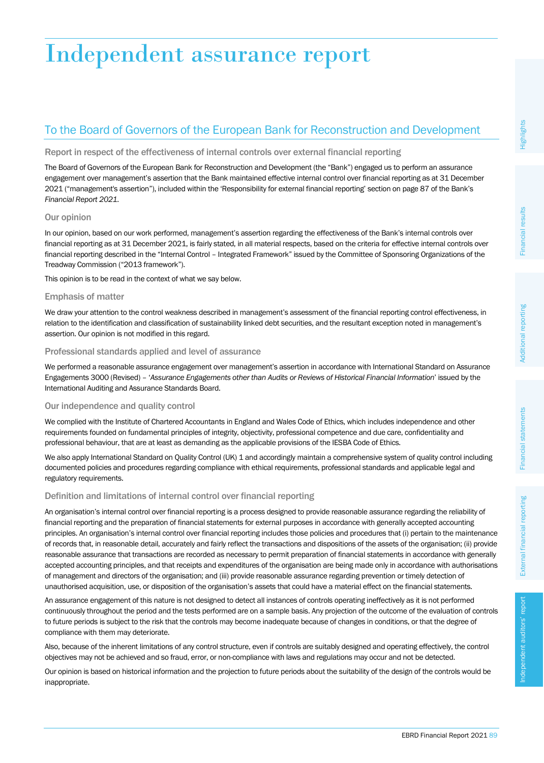# Independent assurance report

## To the Board of Governors of the European Bank for Reconstruction and Development

### Report in respect of the effectiveness of internal controls over external financial reporting

The Board of Governors of the European Bank for Reconstruction and Development (the "Bank") engaged us to perform an assurance engagement over management's assertion that the Bank maintained effective internal control over financial reporting as at 31 December 2021 ("management's assertion"), included within the 'Responsibility for external financial reporting' section on page 87 of the Bank's *Financial Report 2021*.

### Our opinion

In our opinion, based on our work performed, management's assertion regarding the effectiveness of the Bank's internal controls over financial reporting as at 31 December 2021, is fairly stated, in all material respects, based on the criteria for effective internal controls over financial reporting described in the "Internal Control – Integrated Framework" issued by the Committee of Sponsoring Organizations of the Treadway Commission ("2013 framework").

This opinion is to be read in the context of what we say below.

### Emphasis of matter

We draw your attention to the control weakness described in management's assessment of the financial reporting control effectiveness, in relation to the identification and classification of sustainability linked debt securities, and the resultant exception noted in management's assertion. Our opinion is not modified in this regard.

### Professional standards applied and level of assurance

We performed a reasonable assurance engagement over management's assertion in accordance with International Standard on Assurance Engagements 3000 (Revised) – '*Assurance Engagements other than Audits or Reviews of Historical Financial Information*' issued by the International Auditing and Assurance Standards Board.

### Our independence and quality control

We complied with the Institute of Chartered Accountants in England and Wales Code of Ethics, which includes independence and other requirements founded on fundamental principles of integrity, objectivity, professional competence and due care, confidentiality and professional behaviour, that are at least as demanding as the applicable provisions of the IESBA Code of Ethics.

We also apply International Standard on Quality Control (UK) 1 and accordingly maintain a comprehensive system of quality control including documented policies and procedures regarding compliance with ethical requirements, professional standards and applicable legal and regulatory requirements.

### Definition and limitations of internal control over financial reporting

An organisation's internal control over financial reporting is a process designed to provide reasonable assurance regarding the reliability of financial reporting and the preparation of financial statements for external purposes in accordance with generally accepted accounting principles. An organisation's internal control over financial reporting includes those policies and procedures that (i) pertain to the maintenance of records that, in reasonable detail, accurately and fairly reflect the transactions and dispositions of the assets of the organisation; (ii) provide reasonable assurance that transactions are recorded as necessary to permit preparation of financial statements in accordance with generally accepted accounting principles, and that receipts and expenditures of the organisation are being made only in accordance with authorisations of management and directors of the organisation; and (iii) provide reasonable assurance regarding prevention or timely detection of unauthorised acquisition, use, or disposition of the organisation's assets that could have a material effect on the financial statements.

An assurance engagement of this nature is not designed to detect all instances of controls operating ineffectively as it is not performed continuously throughout the period and the tests performed are on a sample basis. Any projection of the outcome of the evaluation of controls to future periods is subject to the risk that the controls may become inadequate because of changes in conditions, or that the degree of compliance with them may deteriorate.

Also, because of the inherent limitations of any control structure, even if controls are suitably designed and operating effectively, the control objectives may not be achieved and so fraud, error, or non-compliance with laws and regulations may occur and not be detected.

Our opinion is based on historical information and the projection to future periods about the suitability of the design of the controls would be inappropriate.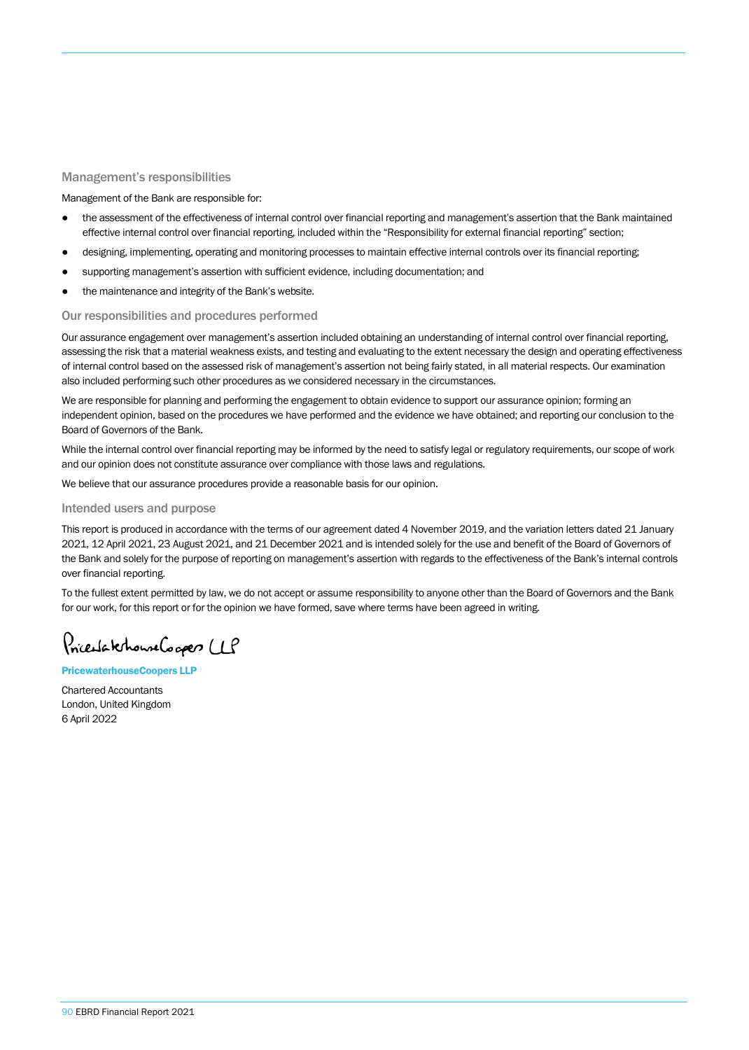## Management's responsibilities

Management of the Bank are responsible for:

- the assessment of the effectiveness of internal control over financial reporting and management's assertion that the Bank maintained effective internal control over financial reporting, included within the "Responsibility for external financial reporting" section;
- designing, implementing, operating and monitoring processes to maintain effective internal controls over its financial reporting;
- supporting management's assertion with sufficient evidence, including documentation; and
- the maintenance and integrity of the Bank's website.

## Our responsibilities and procedures performed

Our assurance engagement over management's assertion included obtaining an understanding of internal control over financial reporting, assessing the risk that a material weakness exists, and testing and evaluating to the extent necessary the design and operating effectiveness of internal control based on the assessed risk of management's assertion not being fairly stated, in all material respects. Our examination also included performing such other procedures as we considered necessary in the circumstances.

We are responsible for planning and performing the engagement to obtain evidence to support our assurance opinion; forming an independent opinion, based on the procedures we have performed and the evidence we have obtained; and reporting our conclusion to the Board of Governors of the Bank.

While the internal control over financial reporting may be informed by the need to satisfy legal or regulatory requirements, our scope of work and our opinion does not constitute assurance over compliance with those laws and regulations.

We believe that our assurance procedures provide a reasonable basis for our opinion.

## Intended users and purpose

This report is produced in accordance with the terms of our agreement dated 4 November 2019, and the variation letters dated 21 January 2021, 12 April 2021, 23 August 2021, and 21 December 2021 and is intended solely for the use and benefit of the Board of Governors of the Bank and solely for the purpose of reporting on management's assertion with regards to the effectiveness of the Bank's internal controls over financial reporting.

To the fullest extent permitted by law, we do not accept or assume responsibility to anyone other than the Board of Governors and the Bank for our work, for this report or for the opinion we have formed, save where terms have been agreed in writing.

PricewaterhouseCoopers LLP

**PricewaterhouseCoopers LLP**

Chartered Accountants
London, United Kingdom
6 April 2022